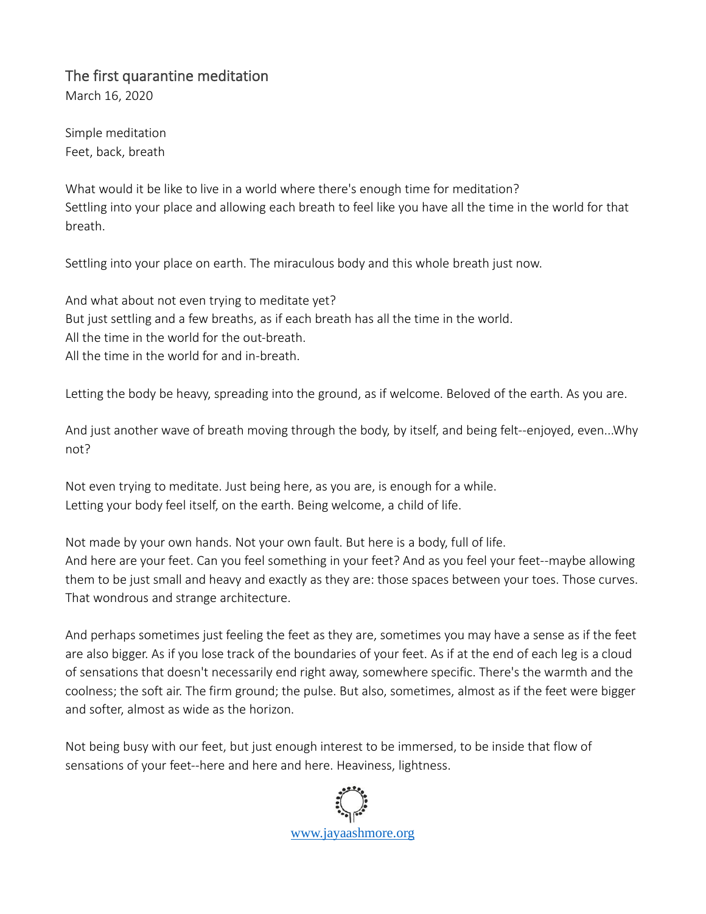# The first quarantine meditation

March 16, 2020

Simple meditation
Feet, back, breath

What would it be like to live in a world where there's enough time for meditation?
Settling into your place and allowing each breath to feel like you have all the time in the world for that breath.

Settling into your place on earth. The miraculous body and this whole breath just now.

And what about not even trying to meditate yet?
But just settling and a few breaths, as if each breath has all the time in the world.
All the time in the world for the out-breath.
All the time in the world for and in-breath.

Letting the body be heavy, spreading into the ground, as if welcome. Beloved of the earth. As you are.

And just another wave of breath moving through the body, by itself, and being felt--enjoyed, even...Why not?

Not even trying to meditate. Just being here, as you are, is enough for a while.
Letting your body feel itself, on the earth. Being welcome, a child of life.

Not made by your own hands. Not your own fault. But here is a body, full of life.
And here are your feet. Can you feel something in your feet? And as you feel your feet--maybe allowing them to be just small and heavy and exactly as they are: those spaces between your toes. Those curves. That wondrous and strange architecture.

And perhaps sometimes just feeling the feet as they are, sometimes you may have a sense as if the feet are also bigger. As if you lose track of the boundaries of your feet. As if at the end of each leg is a cloud of sensations that doesn't necessarily end right away, somewhere specific. There's the warmth and the coolness; the soft air. The firm ground; the pulse. But also, sometimes, almost as if the feet were bigger and softer, almost as wide as the horizon.

Not being busy with our feet, but just enough interest to be immersed, to be inside that flow of sensations of your feet--here and here and here. Heaviness, lightness.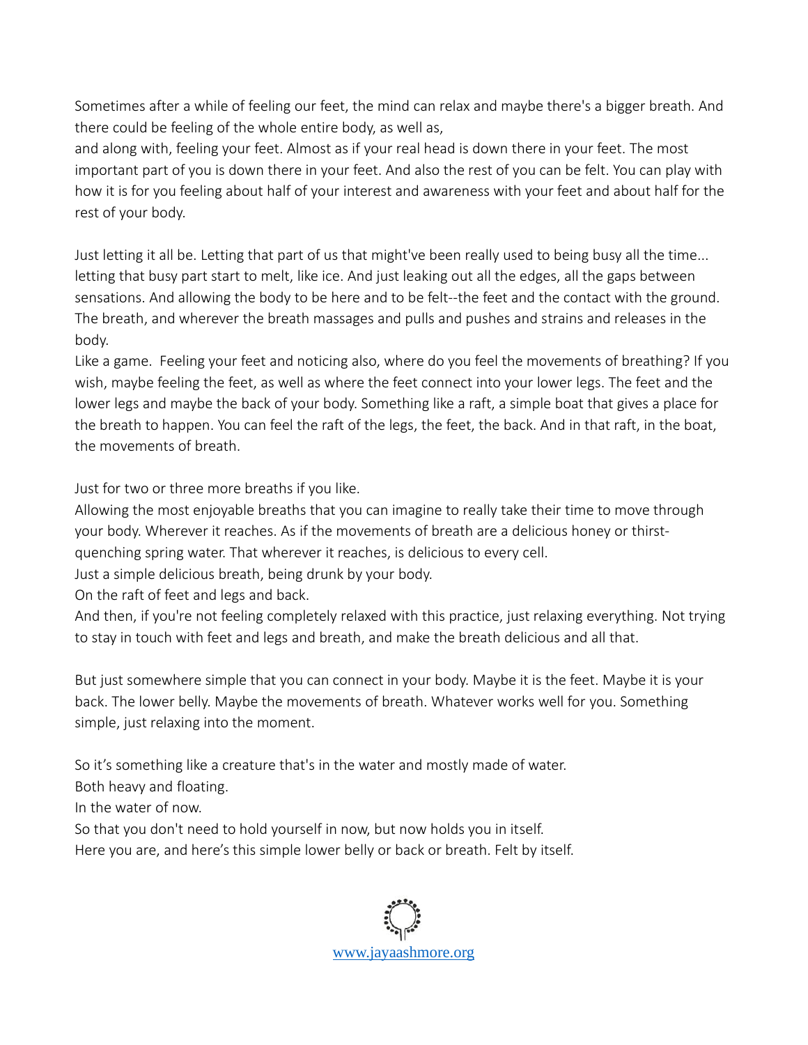Sometimes after a while of feeling our feet, the mind can relax and maybe there's a bigger breath. And there could be feeling of the whole entire body, as well as,
and along with, feeling your feet. Almost as if your real head is down there in your feet. The most important part of you is down there in your feet. And also the rest of you can be felt. You can play with how it is for you feeling about half of your interest and awareness with your feet and about half for the rest of your body.

Just letting it all be. Letting that part of us that might've been really used to being busy all the time... letting that busy part start to melt, like ice. And just leaking out all the edges, all the gaps between sensations. And allowing the body to be here and to be felt--the feet and the contact with the ground. The breath, and wherever the breath massages and pulls and pushes and strains and releases in the body.
Like a game. Feeling your feet and noticing also, where do you feel the movements of breathing? If you wish, maybe feeling the feet, as well as where the feet connect into your lower legs. The feet and the lower legs and maybe the back of your body. Something like a raft, a simple boat that gives a place for the breath to happen. You can feel the raft of the legs, the feet, the back. And in that raft, in the boat, the movements of breath.

Just for two or three more breaths if you like.
Allowing the most enjoyable breaths that you can imagine to really take their time to move through your body. Wherever it reaches. As if the movements of breath are a delicious honey or thirst-quenching spring water. That wherever it reaches, is delicious to every cell.
Just a simple delicious breath, being drunk by your body.
On the raft of feet and legs and back.
And then, if you're not feeling completely relaxed with this practice, just relaxing everything. Not trying to stay in touch with feet and legs and breath, and make the breath delicious and all that.

But just somewhere simple that you can connect in your body. Maybe it is the feet. Maybe it is your back. The lower belly. Maybe the movements of breath. Whatever works well for you. Something simple, just relaxing into the moment.

So it's something like a creature that's in the water and mostly made of water.
Both heavy and floating.
In the water of now.
So that you don't need to hold yourself in now, but now holds you in itself.
Here you are, and here's this simple lower belly or back or breath. Felt by itself.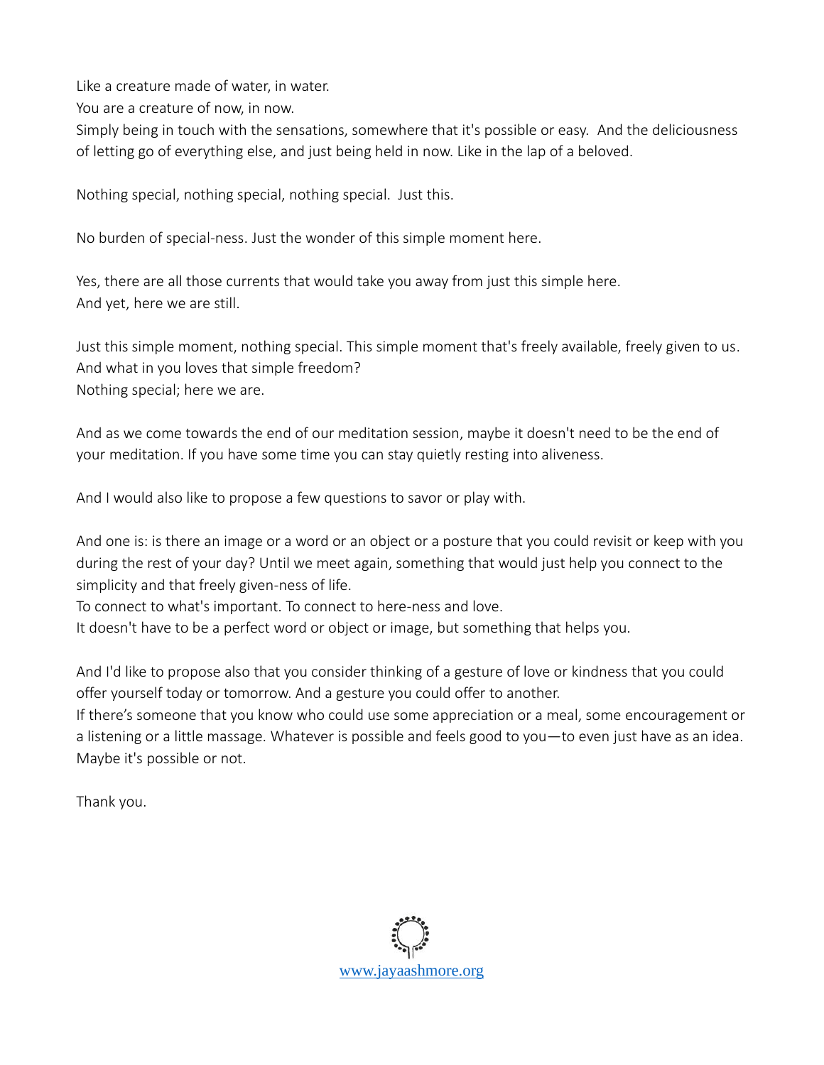Like a creature made of water, in water.
You are a creature of now, in now.
Simply being in touch with the sensations, somewhere that it's possible or easy. And the deliciousness of letting go of everything else, and just being held in now. Like in the lap of a beloved.

Nothing special, nothing special, nothing special. Just this.

No burden of special-ness. Just the wonder of this simple moment here.

Yes, there are all those currents that would take you away from just this simple here.
And yet, here we are still.

Just this simple moment, nothing special. This simple moment that's freely available, freely given to us.
And what in you loves that simple freedom?
Nothing special; here we are.

And as we come towards the end of our meditation session, maybe it doesn't need to be the end of your meditation. If you have some time you can stay quietly resting into aliveness.

And I would also like to propose a few questions to savor or play with.

And one is: is there an image or a word or an object or a posture that you could revisit or keep with you during the rest of your day? Until we meet again, something that would just help you connect to the simplicity and that freely given-ness of life.
To connect to what's important. To connect to here-ness and love.
It doesn't have to be a perfect word or object or image, but something that helps you.

And I'd like to propose also that you consider thinking of a gesture of love or kindness that you could offer yourself today or tomorrow. And a gesture you could offer to another.
If there's someone that you know who could use some appreciation or a meal, some encouragement or a listening or a little massage. Whatever is possible and feels good to you—to even just have as an idea. Maybe it's possible or not.

Thank you.

www.jayaashmore.org